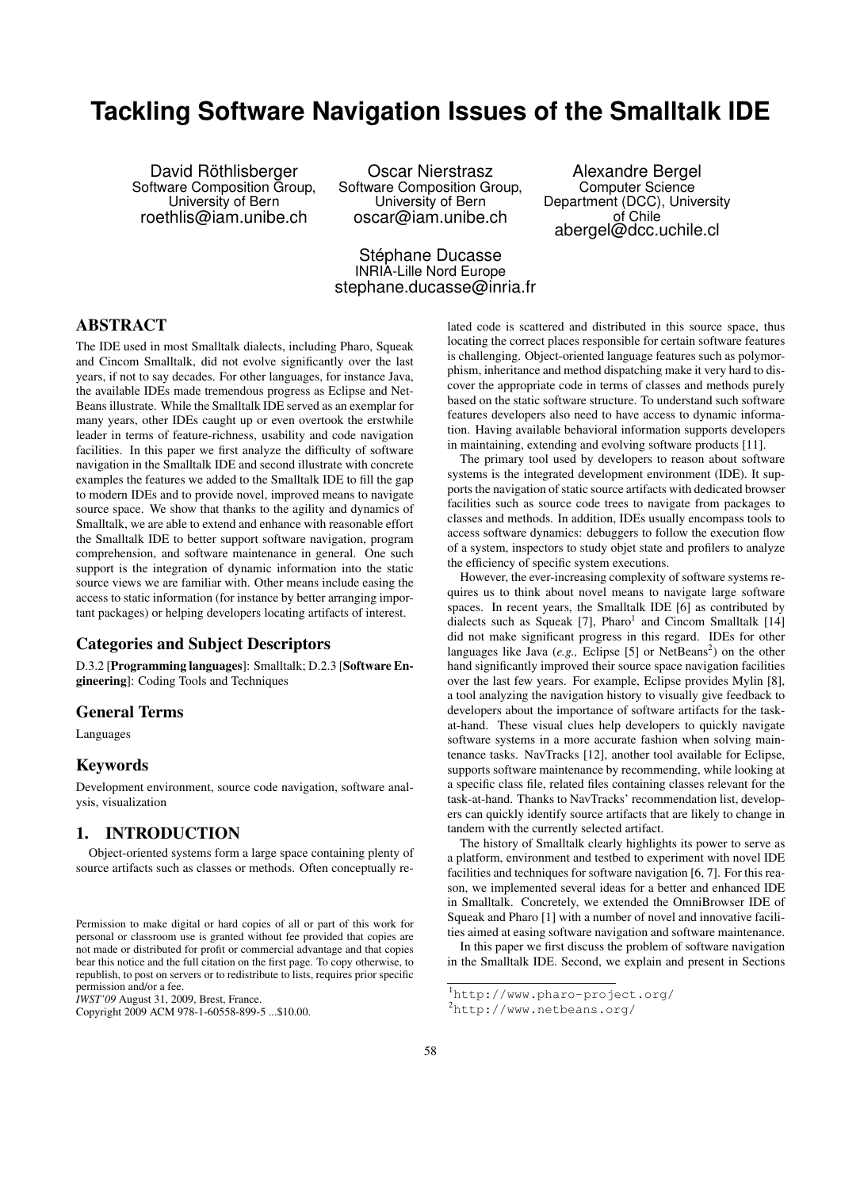# Tackling Software Navigation Issues of the Smalltalk IDE

David Röthlisberger
Software Composition Group, University of Bern
roethlis@iam.unibe.ch

Oscar Nierstrasz
Software Composition Group, University of Bern
oscar@iam.unibe.ch

Alexandre Bergel
Computer Science Department (DCC), University of Chile
abergel@dcc.uchile.cl

Stéphane Ducasse
INRIA-Lille Nord Europe
stephane.ducasse@inria.fr

## ABSTRACT

The IDE used in most Smalltalk dialects, including Pharo, Squeak and Cincom Smalltalk, did not evolve significantly over the last years, if not to say decades. For other languages, for instance Java, the available IDEs made tremendous progress as Eclipse and NetBeans illustrate. While the Smalltalk IDE served as an exemplar for many years, other IDEs caught up or even overtook the erstwhile leader in terms of feature-richness, usability and code navigation facilities. In this paper we first analyze the difficulty of software navigation in the Smalltalk IDE and second illustrate with concrete examples the features we added to the Smalltalk IDE to fill the gap to modern IDEs and to provide novel, improved means to navigate source space. We show that thanks to the agility and dynamics of Smalltalk, we are able to extend and enhance with reasonable effort the Smalltalk IDE to better support software navigation, program comprehension, and software maintenance in general. One such support is the integration of dynamic information into the static source views we are familiar with. Other means include easing the access to static information (for instance by better arranging important packages) or helping developers locating artifacts of interest.

### Categories and Subject Descriptors

D.3.2 [**Programming languages**]: Smalltalk; D.2.3 [**Software Engineering**]: Coding Tools and Techniques

### General Terms

Languages

### Keywords

Development environment, source code navigation, software analysis, visualization

## 1. INTRODUCTION

Object-oriented systems form a large space containing plenty of source artifacts such as classes or methods. Often conceptually related code is scattered and distributed in this source space, thus locating the correct places responsible for certain software features is challenging. Object-oriented language features such as polymorphism, inheritance and method dispatching make it very hard to discover the appropriate code in terms of classes and methods purely based on the static software structure. To understand such software features developers also need to have access to dynamic information. Having available behavioral information supports developers in maintaining, extending and evolving software products [11].

The primary tool used by developers to reason about software systems is the integrated development environment (IDE). It supports the navigation of static source artifacts with dedicated browser facilities such as source code trees to navigate from packages to classes and methods. In addition, IDEs usually encompass tools to access software dynamics: debuggers to follow the execution flow of a system, inspectors to study objet state and profilers to analyze the efficiency of specific system executions.

However, the ever-increasing complexity of software systems requires us to think about novel means to navigate large software spaces. In recent years, the Smalltalk IDE [6] as contributed by dialects such as Squeak [7], Pharo[1] and Cincom Smalltalk [14] did not make significant progress in this regard. IDEs for other languages like Java (*e.g.,* Eclipse [5] or NetBeans[2]) on the other hand significantly improved their source space navigation facilities over the last few years. For example, Eclipse provides Mylin [8], a tool analyzing the navigation history to visually give feedback to developers about the importance of software artifacts for the task-at-hand. These visual clues help developers to quickly navigate software systems in a more accurate fashion when solving maintenance tasks. NavTracks [12], another tool available for Eclipse, supports software maintenance by recommending, while looking at a specific class file, related files containing classes relevant for the task-at-hand. Thanks to NavTracks' recommendation list, developers can quickly identify source artifacts that are likely to change in tandem with the currently selected artifact.

The history of Smalltalk clearly highlights its power to serve as a platform, environment and testbed to experiment with novel IDE facilities and techniques for software navigation [6, 7]. For this reason, we implemented several ideas for a better and enhanced IDE in Smalltalk. Concretely, we extended the OmniBrowser IDE of Squeak and Pharo [1] with a number of novel and innovative facilities aimed at easing software navigation and software maintenance.

In this paper we first discuss the problem of software navigation in the Smalltalk IDE. Second, we explain and present in Sections

[1] http://www.pharo-project.org/

[2] http://www.netbeans.org/

Permission to make digital or hard copies of all or part of this work for personal or classroom use is granted without fee provided that copies are not made or distributed for profit or commercial advantage and that copies bear this notice and the full citation on the first page. To copy otherwise, to republish, to post on servers or to redistribute to lists, requires prior specific permission and/or a fee.
*IWST'09* August 31, 2009, Brest, France.
Copyright 2009 ACM 978-1-60558-899-5 ...$10.00.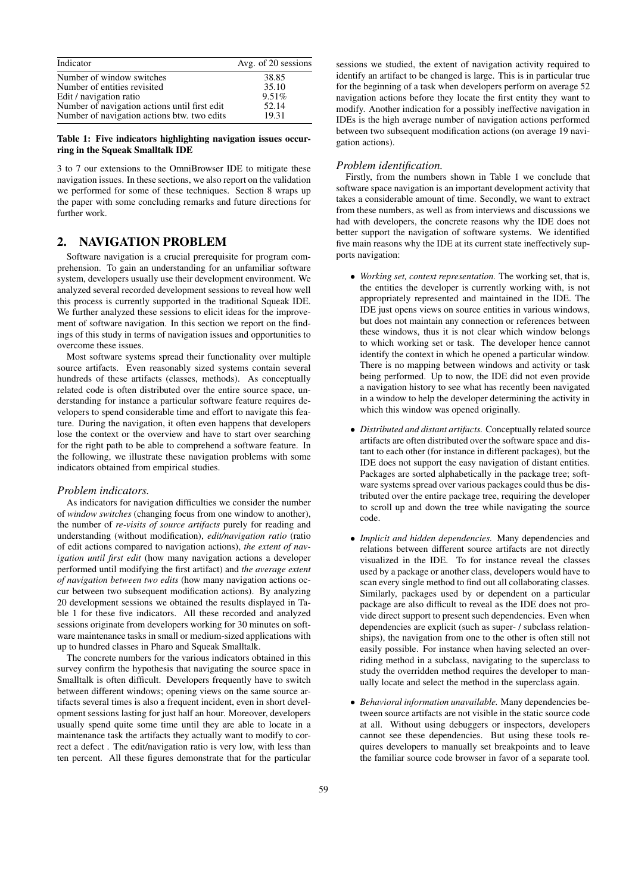| Indicator | Avg. of 20 sessions |
| --- | --- |
| Number of window switches | 38.85 |
| Number of entities revisited | 35.10 |
| Edit / navigation ratio | 9.51% |
| Number of navigation actions until first edit | 52.14 |
| Number of navigation actions btw. two edits | 19.31 |

**Table 1: Five indicators highlighting navigation issues occurring in the Squeak Smalltalk IDE**

3 to 7 our extensions to the OmniBrowser IDE to mitigate these navigation issues. In these sections, we also report on the validation we performed for some of these techniques. Section 8 wraps up the paper with some concluding remarks and future directions for further work.

## 2. NAVIGATION PROBLEM

Software navigation is a crucial prerequisite for program comprehension. To gain an understanding for an unfamiliar software system, developers usually use their development environment. We analyzed several recorded development sessions to reveal how well this process is currently supported in the traditional Squeak IDE. We further analyzed these sessions to elicit ideas for the improvement of software navigation. In this section we report on the findings of this study in terms of navigation issues and opportunities to overcome these issues.

Most software systems spread their functionality over multiple source artifacts. Even reasonably sized systems contain several hundreds of these artifacts (classes, methods). As conceptually related code is often distributed over the entire source space, understanding for instance a particular software feature requires developers to spend considerable time and effort to navigate this feature. During the navigation, it often even happens that developers lose the context or the overview and have to start over searching for the right path to be able to comprehend a software feature. In the following, we illustrate these navigation problems with some indicators obtained from empirical studies.

### *Problem indicators.*

As indicators for navigation difficulties we consider the number of *window switches* (changing focus from one window to another), the number of *re-visits of source artifacts* purely for reading and understanding (without modification), *edit/navigation ratio* (ratio of edit actions compared to navigation actions), *the extent of navigation until first edit* (how many navigation actions a developer performed until modifying the first artifact) and *the average extent of navigation between two edits* (how many navigation actions occur between two subsequent modification actions). By analyzing 20 development sessions we obtained the results displayed in Table 1 for these five indicators. All these recorded and analyzed sessions originate from developers working for 30 minutes on software maintenance tasks in small or medium-sized applications with up to hundred classes in Pharo and Squeak Smalltalk.

The concrete numbers for the various indicators obtained in this survey confirm the hypothesis that navigating the source space in Smalltalk is often difficult. Developers frequently have to switch between different windows; opening views on the same source artifacts several times is also a frequent incident, even in short development sessions lasting for just half an hour. Moreover, developers usually spend quite some time until they are able to locate in a maintenance task the artifacts they actually want to modify to correct a defect . The edit/navigation ratio is very low, with less than ten percent. All these figures demonstrate that for the particular sessions we studied, the extent of navigation activity required to identify an artifact to be changed is large. This is in particular true for the beginning of a task when developers perform on average 52 navigation actions before they locate the first entity they want to modify. Another indication for a possibly ineffective navigation in IDEs is the high average number of navigation actions performed between two subsequent modification actions (on average 19 navigation actions).

### *Problem identification.*

Firstly, from the numbers shown in Table 1 we conclude that software space navigation is an important development activity that takes a considerable amount of time. Secondly, we want to extract from these numbers, as well as from interviews and discussions we had with developers, the concrete reasons why the IDE does not better support the navigation of software systems. We identified five main reasons why the IDE at its current state ineffectively supports navigation:

- *Working set, context representation.* The working set, that is, the entities the developer is currently working with, is not appropriately represented and maintained in the IDE. The IDE just opens views on source entities in various windows, but does not maintain any connection or references between these windows, thus it is not clear which window belongs to which working set or task. The developer hence cannot identify the context in which he opened a particular window. There is no mapping between windows and activity or task being performed. Up to now, the IDE did not even provide a navigation history to see what has recently been navigated in a window to help the developer determining the activity in which this window was opened originally.
- *Distributed and distant artifacts.* Conceptually related source artifacts are often distributed over the software space and distant to each other (for instance in different packages), but the IDE does not support the easy navigation of distant entities. Packages are sorted alphabetically in the package tree; software systems spread over various packages could thus be distributed over the entire package tree, requiring the developer to scroll up and down the tree while navigating the source code.
- *Implicit and hidden dependencies.* Many dependencies and relations between different source artifacts are not directly visualized in the IDE. To for instance reveal the classes used by a package or another class, developers would have to scan every single method to find out all collaborating classes. Similarly, packages used by or dependent on a particular package are also difficult to reveal as the IDE does not provide direct support to present such dependencies. Even when dependencies are explicit (such as super- / subclass relationships), the navigation from one to the other is often still not easily possible. For instance when having selected an overriding method in a subclass, navigating to the superclass to study the overridden method requires the developer to manually locate and select the method in the superclass again.
- *Behavioral information unavailable.* Many dependencies between source artifacts are not visible in the static source code at all. Without using debuggers or inspectors, developers cannot see these dependencies. But using these tools requires developers to manually set breakpoints and to leave the familiar source code browser in favor of a separate tool.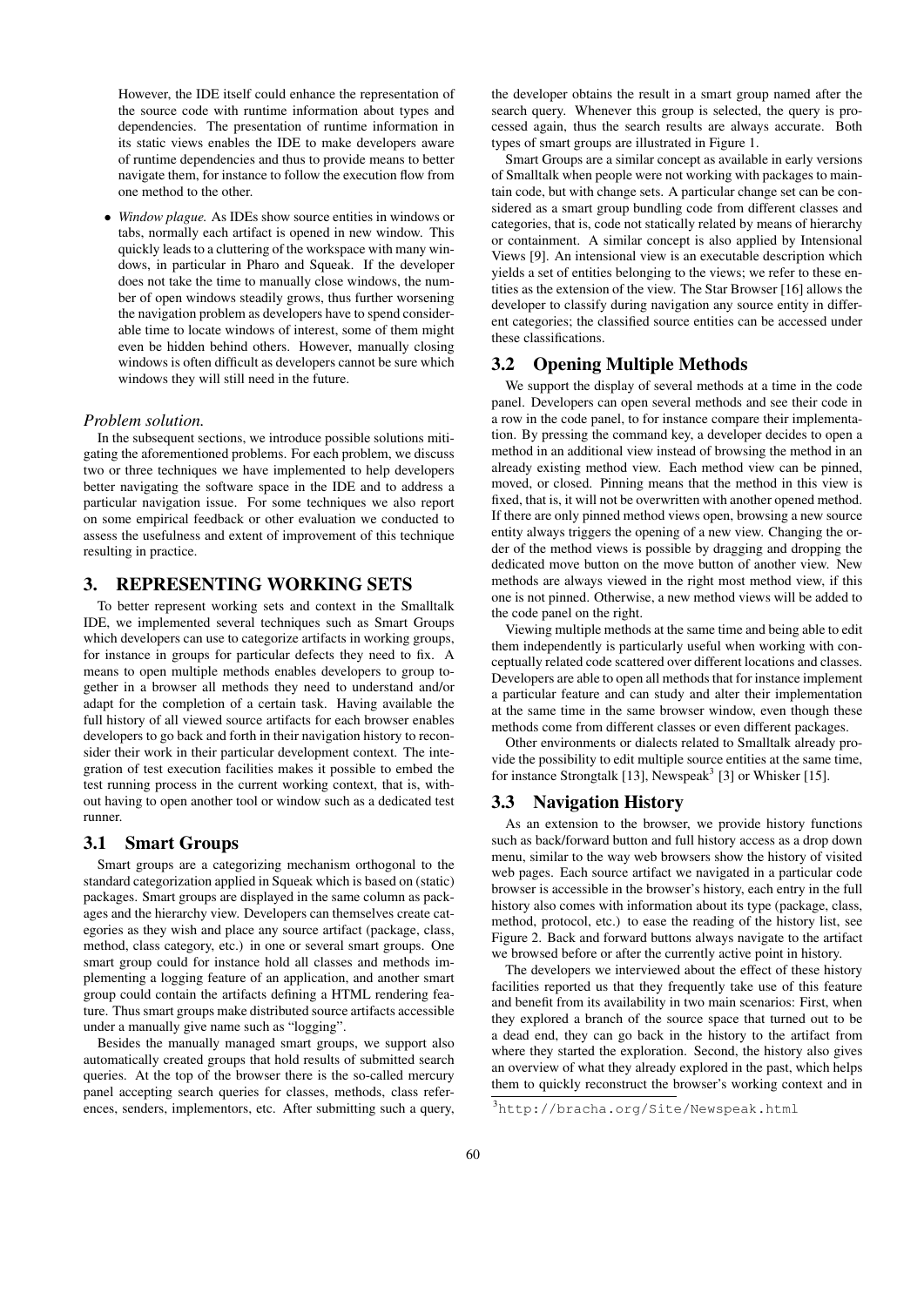However, the IDE itself could enhance the representation of the source code with runtime information about types and dependencies. The presentation of runtime information in its static views enables the IDE to make developers aware of runtime dependencies and thus to provide means to better navigate them, for instance to follow the execution flow from one method to the other.

- *Window plague.* As IDEs show source entities in windows or tabs, normally each artifact is opened in new window. This quickly leads to a cluttering of the workspace with many windows, in particular in Pharo and Squeak. If the developer does not take the time to manually close windows, the number of open windows steadily grows, thus further worsening the navigation problem as developers have to spend considerable time to locate windows of interest, some of them might even be hidden behind others. However, manually closing windows is often difficult as developers cannot be sure which windows they will still need in the future.

*Problem solution.*

In the subsequent sections, we introduce possible solutions mitigating the aforementioned problems. For each problem, we discuss two or three techniques we have implemented to help developers better navigating the software space in the IDE and to address a particular navigation issue. For some techniques we also report on some empirical feedback or other evaluation we conducted to assess the usefulness and extent of improvement of this technique resulting in practice.

## 3. REPRESENTING WORKING SETS

To better represent working sets and context in the Smalltalk IDE, we implemented several techniques such as Smart Groups which developers can use to categorize artifacts in working groups, for instance in groups for particular defects they need to fix. A means to open multiple methods enables developers to group together in a browser all methods they need to understand and/or adapt for the completion of a certain task. Having available the full history of all viewed source artifacts for each browser enables developers to go back and forth in their navigation history to reconsider their work in their particular development context. The integration of test execution facilities makes it possible to embed the test running process in the current working context, that is, without having to open another tool or window such as a dedicated test runner.

### 3.1 Smart Groups

Smart groups are a categorizing mechanism orthogonal to the standard categorization applied in Squeak which is based on (static) packages. Smart groups are displayed in the same column as packages and the hierarchy view. Developers can themselves create categories as they wish and place any source artifact (package, class, method, class category, etc.) in one or several smart groups. One smart group could for instance hold all classes and methods implementing a logging feature of an application, and another smart group could contain the artifacts defining a HTML rendering feature. Thus smart groups make distributed source artifacts accessible under a manually give name such as "logging".

Besides the manually managed smart groups, we support also automatically created groups that hold results of submitted search queries. At the top of the browser there is the so-called mercury panel accepting search queries for classes, methods, class references, senders, implementors, etc. After submitting such a query, the developer obtains the result in a smart group named after the search query. Whenever this group is selected, the query is processed again, thus the search results are always accurate. Both types of smart groups are illustrated in Figure 1.

Smart Groups are a similar concept as available in early versions of Smalltalk when people were not working with packages to maintain code, but with change sets. A particular change set can be considered as a smart group bundling code from different classes and categories, that is, code not statically related by means of hierarchy or containment. A similar concept is also applied by Intensional Views [9]. An intensional view is an executable description which yields a set of entities belonging to the views; we refer to these entities as the extension of the view. The Star Browser [16] allows the developer to classify during navigation any source entity in different categories; the classified source entities can be accessed under these classifications.

### 3.2 Opening Multiple Methods

We support the display of several methods at a time in the code panel. Developers can open several methods and see their code in a row in the code panel, to for instance compare their implementation. By pressing the command key, a developer decides to open a method in an additional view instead of browsing the method in an already existing method view. Each method view can be pinned, moved, or closed. Pinning means that the method in this view is fixed, that is, it will not be overwritten with another opened method. If there are only pinned method views open, browsing a new source entity always triggers the opening of a new view. Changing the order of the method views is possible by dragging and dropping the dedicated move button on the move button of another view. New methods are always viewed in the right most method view, if this one is not pinned. Otherwise, a new method views will be added to the code panel on the right.

Viewing multiple methods at the same time and being able to edit them independently is particularly useful when working with conceptually related code scattered over different locations and classes. Developers are able to open all methods that for instance implement a particular feature and can study and alter their implementation at the same time in the same browser window, even though these methods come from different classes or even different packages.

Other environments or dialects related to Smalltalk already provide the possibility to edit multiple source entities at the same time, for instance Strongtalk [13], Newspeak[3] [3] or Whisker [15].

### 3.3 Navigation History

As an extension to the browser, we provide history functions such as back/forward button and full history access as a drop down menu, similar to the way web browsers show the history of visited web pages. Each source artifact we navigated in a particular code browser is accessible in the browser's history, each entry in the full history also comes with information about its type (package, class, method, protocol, etc.) to ease the reading of the history list, see Figure 2. Back and forward buttons always navigate to the artifact we browsed before or after the currently active point in history.

The developers we interviewed about the effect of these history facilities reported us that they frequently take use of this feature and benefit from its availability in two main scenarios: First, when they explored a branch of the source space that turned out to be a dead end, they can go back in the history to the artifact from where they started the exploration. Second, the history also gives an overview of what they already explored in the past, which helps them to quickly reconstruct the browser's working context and in

[3] http://bracha.org/Site/Newspeak.html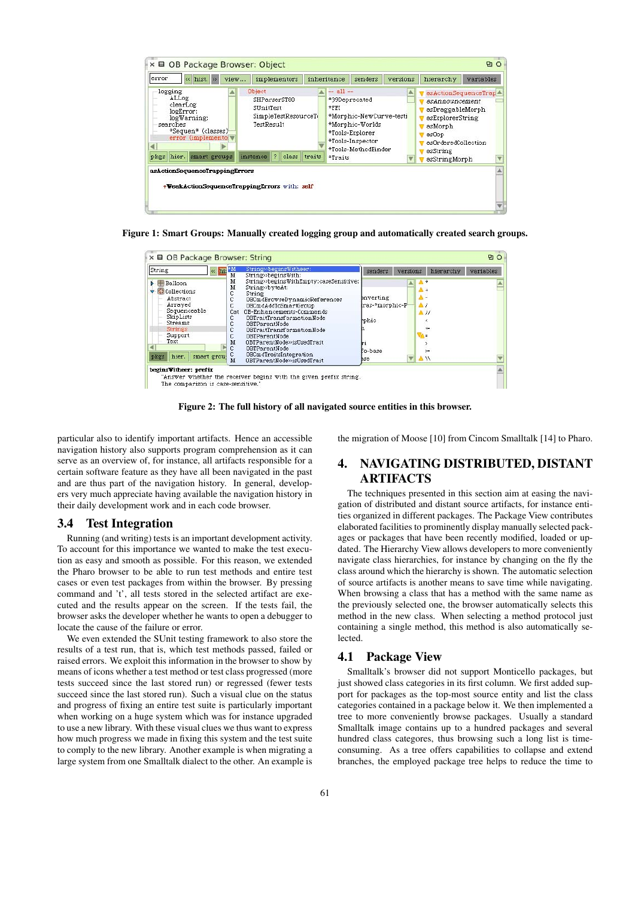Figure 1: Smart Groups: Manually created logging group and automatically created search groups.

Figure 2: The full history of all navigated source entities in this browser.

particular also to identify important artifacts. Hence an accessible navigation history also supports program comprehension as it can serve as an overview of, for instance, all artifacts responsible for a certain software feature as they have all been navigated in the past and are thus part of the navigation history. In general, developers very much appreciate having available the navigation history in their daily development work and in each code browser.

## 3.4 Test Integration

Running (and writing) tests is an important development activity. To account for this importance we wanted to make the test execution as easy and smooth as possible. For this reason, we extended the Pharo browser to be able to run test methods and entire test cases or even test packages from within the browser. By pressing command and 't', all tests stored in the selected artifact are executed and the results appear on the screen. If the tests fail, the browser asks the developer whether he wants to open a debugger to locate the cause of the failure or error.

We even extended the SUnit testing framework to also store the results of a test run, that is, which test methods passed, failed or raised errors. We exploit this information in the browser to show by means of icons whether a test method or test class progressed (more tests succeed since the last stored run) or regressed (fewer tests succeed since the last stored run). Such a visual clue on the status and progress of fixing an entire test suite is particularly important when working on a huge system which was for instance upgraded to use a new library. With these visual clues we thus want to express how much progress we made in fixing this system and the test suite to comply to the new library. Another example is when migrating a large system from one Smalltalk dialect to the other. An example is the migration of Moose [10] from Cincom Smalltalk [14] to Pharo.

# 4. NAVIGATING DISTRIBUTED, DISTANT ARTIFACTS

The techniques presented in this section aim at easing the navigation of distributed and distant source artifacts, for instance entities organized in different packages. The Package View contributes elaborated facilities to prominently display manually selected packages or packages that have been recently modified, loaded or updated. The Hierarchy View allows developers to more conveniently navigate class hierarchies, for instance by changing on the fly the class around which the hierarchy is shown. The automatic selection of source artifacts is another means to save time while navigating. When browsing a class that has a method with the same name as the previously selected one, the browser automatically selects this method in the new class. When selecting a method protocol just containing a single method, this method is also automatically selected.

## 4.1 Package View

Smalltalk's browser did not support Monticello packages, but just showed class categories in its first column. We first added support for packages as the top-most source entity and list the class categories contained in a package below it. We then implemented a tree to more conveniently browse packages. Usually a standard Smalltalk image contains up to a hundred packages and several hundred class categories, thus browsing such a long list is time-consuming. As a tree offers capabilities to collapse and extend branches, the employed package tree helps to reduce the time to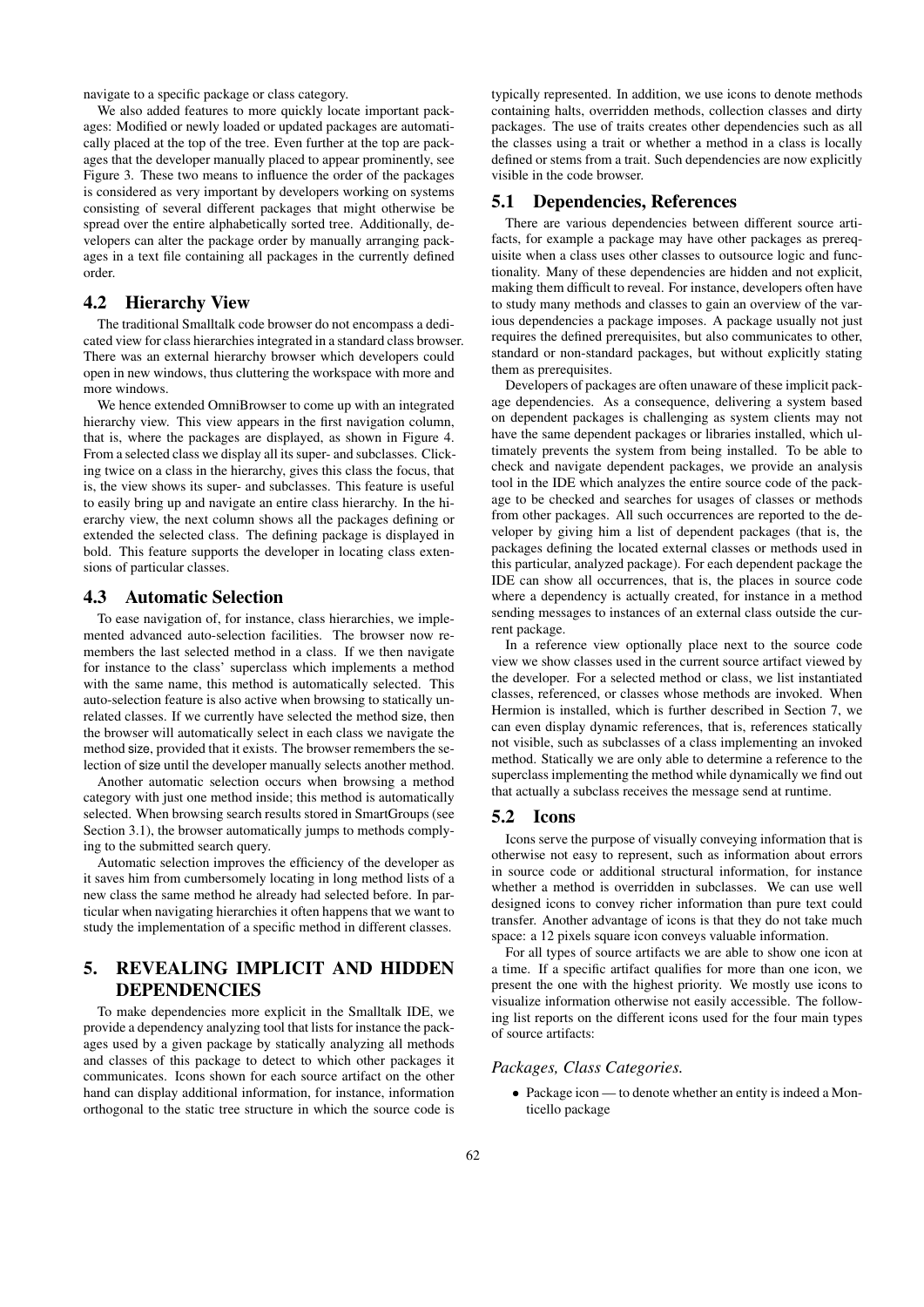navigate to a specific package or class category.

We also added features to more quickly locate important packages: Modified or newly loaded or updated packages are automatically placed at the top of the tree. Even further at the top are packages that the developer manually placed to appear prominently, see Figure 3. These two means to influence the order of the packages is considered as very important by developers working on systems consisting of several different packages that might otherwise be spread over the entire alphabetically sorted tree. Additionally, developers can alter the package order by manually arranging packages in a text file containing all packages in the currently defined order.

## 4.2 Hierarchy View

The traditional Smalltalk code browser do not encompass a dedicated view for class hierarchies integrated in a standard class browser. There was an external hierarchy browser which developers could open in new windows, thus cluttering the workspace with more and more windows.

We hence extended OmniBrowser to come up with an integrated hierarchy view. This view appears in the first navigation column, that is, where the packages are displayed, as shown in Figure 4. From a selected class we display all its super- and subclasses. Clicking twice on a class in the hierarchy, gives this class the focus, that is, the view shows its super- and subclasses. This feature is useful to easily bring up and navigate an entire class hierarchy. In the hierarchy view, the next column shows all the packages defining or extended the selected class. The defining package is displayed in bold. This feature supports the developer in locating class extensions of particular classes.

## 4.3 Automatic Selection

To ease navigation of, for instance, class hierarchies, we implemented advanced auto-selection facilities. The browser now remembers the last selected method in a class. If we then navigate for instance to the class' superclass which implements a method with the same name, this method is automatically selected. This auto-selection feature is also active when browsing to statically unrelated classes. If we currently have selected the method size, then the browser will automatically select in each class we navigate the method size, provided that it exists. The browser remembers the selection of size until the developer manually selects another method.

Another automatic selection occurs when browsing a method category with just one method inside; this method is automatically selected. When browsing search results stored in SmartGroups (see Section 3.1), the browser automatically jumps to methods complying to the submitted search query.

Automatic selection improves the efficiency of the developer as it saves him from cumbersomely locating in long method lists of a new class the same method he already had selected before. In particular when navigating hierarchies it often happens that we want to study the implementation of a specific method in different classes.

# 5. REVEALING IMPLICIT AND HIDDEN DEPENDENCIES

To make dependencies more explicit in the Smalltalk IDE, we provide a dependency analyzing tool that lists for instance the packages used by a given package by statically analyzing all methods and classes of this package to detect to which other packages it communicates. Icons shown for each source artifact on the other hand can display additional information, for instance, information orthogonal to the static tree structure in which the source code is typically represented. In addition, we use icons to denote methods containing halts, overridden methods, collection classes and dirty packages. The use of traits creates other dependencies such as all the classes using a trait or whether a method in a class is locally defined or stems from a trait. Such dependencies are now explicitly visible in the code browser.

## 5.1 Dependencies, References

There are various dependencies between different source artifacts, for example a package may have other packages as prerequisite when a class uses other classes to outsource logic and functionality. Many of these dependencies are hidden and not explicit, making them difficult to reveal. For instance, developers often have to study many methods and classes to gain an overview of the various dependencies a package imposes. A package usually not just requires the defined prerequisites, but also communicates to other, standard or non-standard packages, but without explicitly stating them as prerequisites.

Developers of packages are often unaware of these implicit package dependencies. As a consequence, delivering a system based on dependent packages is challenging as system clients may not have the same dependent packages or libraries installed, which ultimately prevents the system from being installed. To be able to check and navigate dependent packages, we provide an analysis tool in the IDE which analyzes the entire source code of the package to be checked and searches for usages of classes or methods from other packages. All such occurrences are reported to the developer by giving him a list of dependent packages (that is, the packages defining the located external classes or methods used in this particular, analyzed package). For each dependent package the IDE can show all occurrences, that is, the places in source code where a dependency is actually created, for instance in a method sending messages to instances of an external class outside the current package.

In a reference view optionally place next to the source code view we show classes used in the current source artifact viewed by the developer. For a selected method or class, we list instantiated classes, referenced, or classes whose methods are invoked. When Hermion is installed, which is further described in Section 7, we can even display dynamic references, that is, references statically not visible, such as subclasses of a class implementing an invoked method. Statically we are only able to determine a reference to the superclass implementing the method while dynamically we find out that actually a subclass receives the message send at runtime.

## 5.2 Icons

Icons serve the purpose of visually conveying information that is otherwise not easy to represent, such as information about errors in source code or additional structural information, for instance whether a method is overridden in subclasses. We can use well designed icons to convey richer information than pure text could transfer. Another advantage of icons is that they do not take much space: a 12 pixels square icon conveys valuable information.

For all types of source artifacts we are able to show one icon at a time. If a specific artifact qualifies for more than one icon, we present the one with the highest priority. We mostly use icons to visualize information otherwise not easily accessible. The following list reports on the different icons used for the four main types of source artifacts:

### *Packages, Class Categories.*

- Package icon — to denote whether an entity is indeed a Monticello package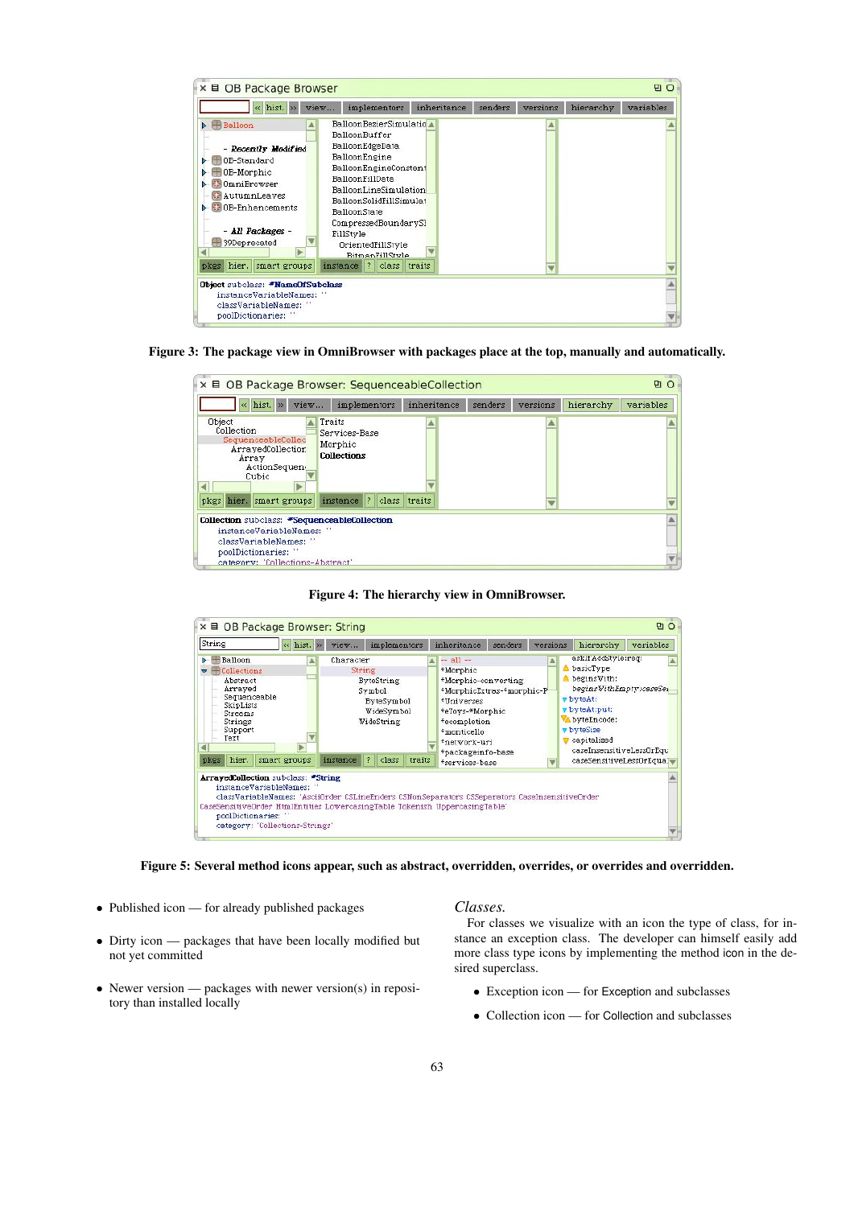Figure 3: The package view in OmniBrowser with packages place at the top, manually and automatically.

Figure 4: The hierarchy view in OmniBrowser.

Figure 5: Several method icons appear, such as abstract, overridden, overrides, or overrides and overridden.

- Published icon — for already published packages
- Dirty icon — packages that have been locally modified but not yet committed
- Newer version — packages with newer version(s) in repository than installed locally

*Classes.*

For classes we visualize with an icon the type of class, for instance an exception class. The developer can himself easily add more class type icons by implementing the method icon in the desired superclass.

- Exception icon — for Exception and subclasses
- Collection icon — for Collection and subclasses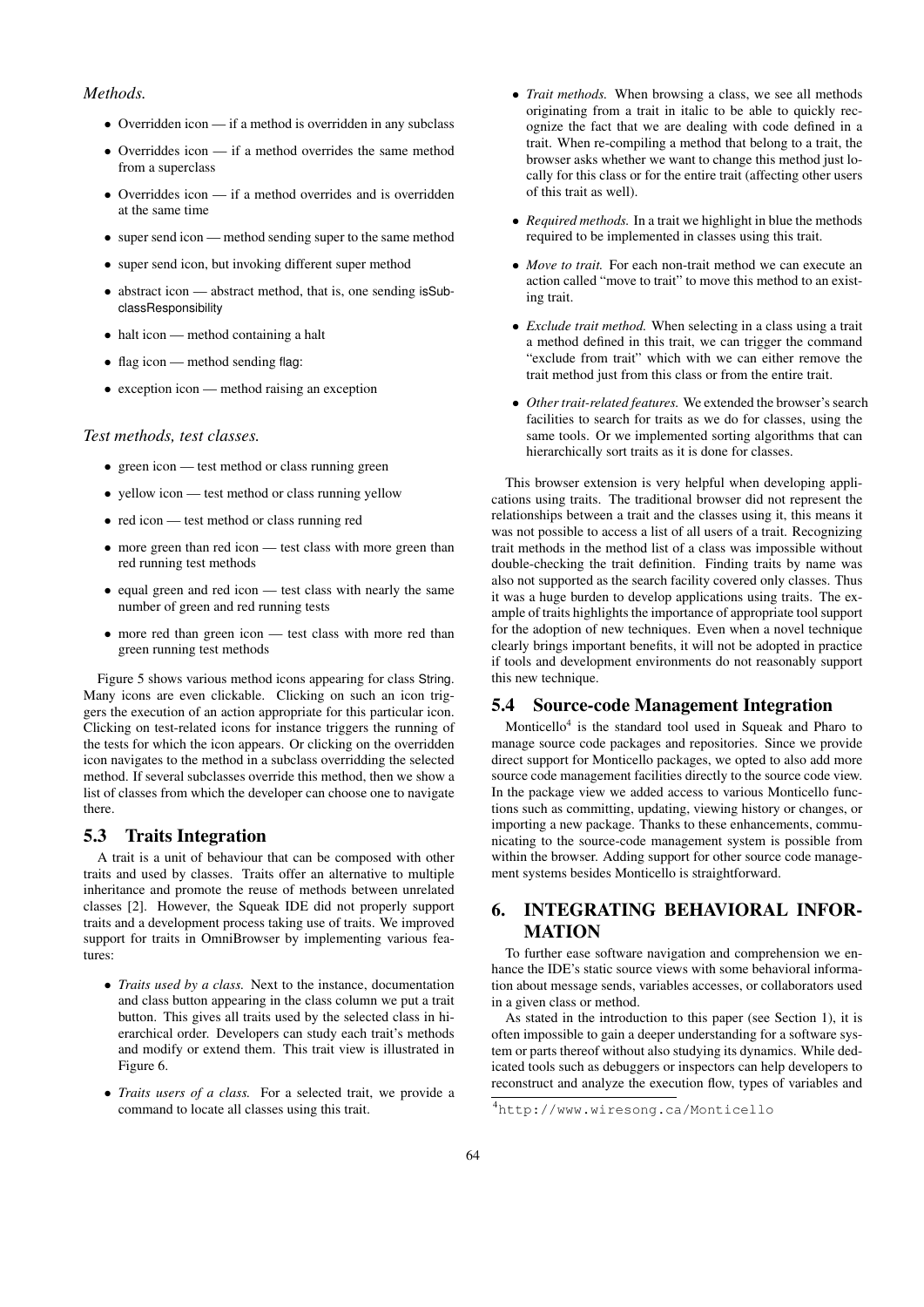*Methods.*

- Overridden icon — if a method is overridden in any subclass
- Overriddes icon — if a method overrides the same method from a superclass
- Overriddes icon — if a method overrides and is overridden at the same time
- super send icon — method sending super to the same method
- super send icon, but invoking different super method
- abstract icon — abstract method, that is, one sending isSubclassResponsibility
- halt icon — method containing a halt
- flag icon — method sending flag:
- exception icon — method raising an exception

*Test methods, test classes.*

- green icon — test method or class running green
- yellow icon — test method or class running yellow
- red icon — test method or class running red
- more green than red icon — test class with more green than red running test methods
- equal green and red icon — test class with nearly the same number of green and red running tests
- more red than green icon — test class with more red than green running test methods

Figure 5 shows various method icons appearing for class String. Many icons are even clickable. Clicking on such an icon triggers the execution of an action appropriate for this particular icon. Clicking on test-related icons for instance triggers the running of the tests for which the icon appears. Or clicking on the overridden icon navigates to the method in a subclass overridding the selected method. If several subclasses override this method, then we show a list of classes from which the developer can choose one to navigate there.

## 5.3 Traits Integration

A trait is a unit of behaviour that can be composed with other traits and used by classes. Traits offer an alternative to multiple inheritance and promote the reuse of methods between unrelated classes [2]. However, the Squeak IDE did not properly support traits and a development process taking use of traits. We improved support for traits in OmniBrowser by implementing various features:

- *Traits used by a class.* Next to the instance, documentation and class button appearing in the class column we put a trait button. This gives all traits used by the selected class in hierarchical order. Developers can study each trait's methods and modify or extend them. This trait view is illustrated in Figure 6.
- *Traits users of a class.* For a selected trait, we provide a command to locate all classes using this trait.
- *Trait methods.* When browsing a class, we see all methods originating from a trait in italic to be able to quickly recognize the fact that we are dealing with code defined in a trait. When re-compiling a method that belong to a trait, the browser asks whether we want to change this method just locally for this class or for the entire trait (affecting other users of this trait as well).
- *Required methods.* In a trait we highlight in blue the methods required to be implemented in classes using this trait.
- *Move to trait.* For each non-trait method we can execute an action called "move to trait" to move this method to an existing trait.
- *Exclude trait method.* When selecting in a class using a trait a method defined in this trait, we can trigger the command "exclude from trait" which with we can either remove the trait method just from this class or from the entire trait.
- *Other trait-related features.* We extended the browser's search facilities to search for traits as we do for classes, using the same tools. Or we implemented sorting algorithms that can hierarchically sort traits as it is done for classes.

This browser extension is very helpful when developing applications using traits. The traditional browser did not represent the relationships between a trait and the classes using it, this means it was not possible to access a list of all users of a trait. Recognizing trait methods in the method list of a class was impossible without double-checking the trait definition. Finding traits by name was also not supported as the search facility covered only classes. Thus it was a huge burden to develop applications using traits. The example of traits highlights the importance of appropriate tool support for the adoption of new techniques. Even when a novel technique clearly brings important benefits, it will not be adopted in practice if tools and development environments do not reasonably support this new technique.

## 5.4 Source-code Management Integration

Monticello[4] is the standard tool used in Squeak and Pharo to manage source code packages and repositories. Since we provide direct support for Monticello packages, we opted to also add more source code management facilities directly to the source code view. In the package view we added access to various Monticello functions such as committing, updating, viewing history or changes, or importing a new package. Thanks to these enhancements, communicating to the source-code management system is possible from within the browser. Adding support for other source code management systems besides Monticello is straightforward.

# 6. INTEGRATING BEHAVIORAL INFORMATION

To further ease software navigation and comprehension we enhance the IDE's static source views with some behavioral information about message sends, variables accesses, or collaborators used in a given class or method.

As stated in the introduction to this paper (see Section 1), it is often impossible to gain a deeper understanding for a software system or parts thereof without also studying its dynamics. While dedicated tools such as debuggers or inspectors can help developers to reconstruct and analyze the execution flow, types of variables and

[4] http://www.wiresong.ca/Monticello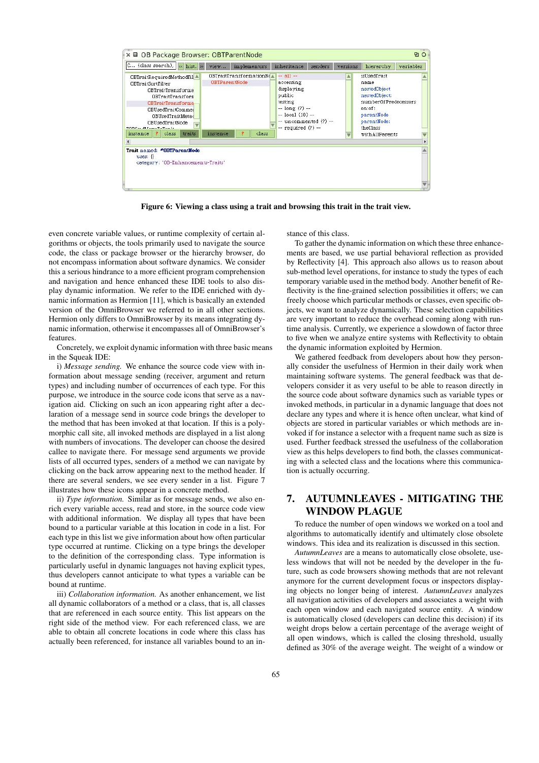**Figure 6: Viewing a class using a trait and browsing this trait in the trait view.**

even concrete variable values, or runtime complexity of certain algorithms or objects, the tools primarily used to navigate the source code, the class or package browser or the hierarchy browser, do not encompass information about software dynamics. We consider this a serious hindrance to a more efficient program comprehension and navigation and hence enhanced these IDE tools to also display dynamic information. We refer to the IDE enriched with dynamic information as Hermion [11], which is basically an extended version of the OmniBrowser we referred to in all other sections. Hermion only differs to OmniBrowser by its means integrating dynamic information, otherwise it encompasses all of OmniBrowser's features.

Concretely, we exploit dynamic information with three basic means in the Squeak IDE:

i) *Message sending.* We enhance the source code view with information about message sending (receiver, argument and return types) and including number of occurrences of each type. For this purpose, we introduce in the source code icons that serve as a navigation aid. Clicking on such an icon appearing right after a declaration of a message send in source code brings the developer to the method that has been invoked at that location. If this is a polymorphic call site, all invoked methods are displayed in a list along with numbers of invocations. The developer can choose the desired callee to navigate there. For message send arguments we provide lists of all occurred types, senders of a method we can navigate by clicking on the back arrow appearing next to the method header. If there are several senders, we see every sender in a list. Figure 7 illustrates how these icons appear in a concrete method.

ii) *Type information.* Similar as for message sends, we also enrich every variable access, read and store, in the source code view with additional information. We display all types that have been bound to a particular variable at this location in code in a list. For each type in this list we give information about how often particular type occurred at runtime. Clicking on a type brings the developer to the definition of the corresponding class. Type information is particularly useful in dynamic languages not having explicit types, thus developers cannot anticipate to what types a variable can be bound at runtime.

iii) *Collaboration information.* As another enhancement, we list all dynamic collaborators of a method or a class, that is, all classes that are referenced in each source entity. This list appears on the right side of the method view. For each referenced class, we are able to obtain all concrete locations in code where this class has actually been referenced, for instance all variables bound to an instance of this class.

To gather the dynamic information on which these three enhancements are based, we use partial behavioral reflection as provided by Reflectivity [4]. This approach also allows us to reason about sub-method level operations, for instance to study the types of each temporary variable used in the method body. Another benefit of Reflectivity is the fine-grained selection possibilities it offers; we can freely choose which particular methods or classes, even specific objects, we want to analyze dynamically. These selection capabilities are very important to reduce the overhead coming along with runtime analysis. Currently, we experience a slowdown of factor three to five when we analyze entire systems with Reflectivity to obtain the dynamic information exploited by Hermion.

We gathered feedback from developers about how they personally consider the usefulness of Hermion in their daily work when maintaining software systems. The general feedback was that developers consider it as very useful to be able to reason directly in the source code about software dynamics such as variable types or invoked methods, in particular in a dynamic language that does not declare any types and where it is hence often unclear, what kind of objects are stored in particular variables or which methods are invoked if for instance a selector with a frequent name such as size is used. Further feedback stressed the usefulness of the collaboration view as this helps developers to find both, the classes communicating with a selected class and the locations where this communication is actually occurring.

## 7. AUTUMNLEAVES - MITIGATING THE WINDOW PLAGUE

To reduce the number of open windows we worked on a tool and algorithms to automatically identify and ultimately close obsolete windows. This idea and its realization is discussed in this section.

*AutumnLeaves* are a means to automatically close obsolete, useless windows that will not be needed by the developer in the future, such as code browsers showing methods that are not relevant anymore for the current development focus or inspectors displaying objects no longer being of interest. *AutumnLeaves* analyzes all navigation activities of developers and associates a weight with each open window and each navigated source entity. A window is automatically closed (developers can decline this decision) if its weight drops below a certain percentage of the average weight of all open windows, which is called the closing threshold, usually defined as 30% of the average weight. The weight of a window or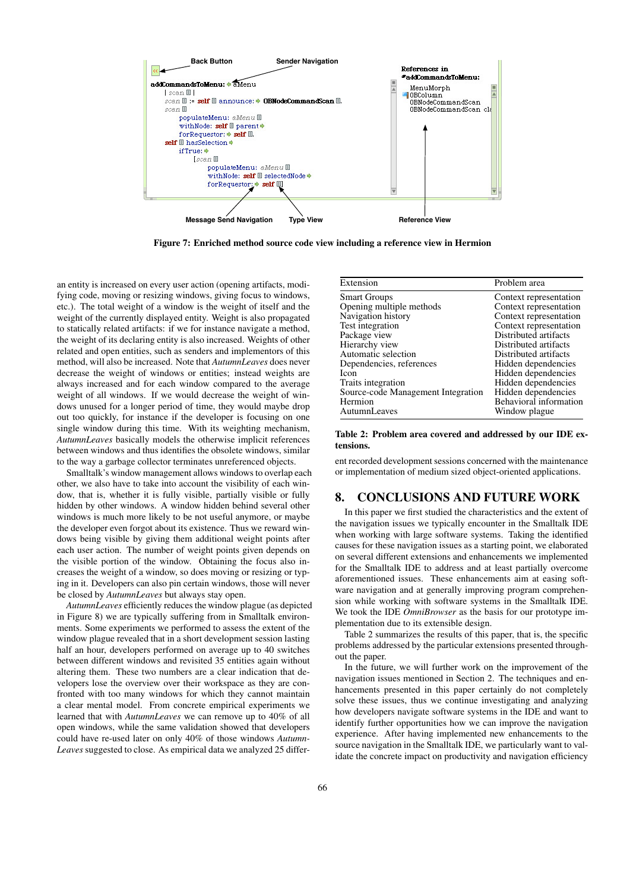Figure 7: Enriched method source code view including a reference view in Hermion

an entity is increased on every user action (opening artifacts, modifying code, moving or resizing windows, giving focus to windows, etc.). The total weight of a window is the weight of itself and the weight of the currently displayed entity. Weight is also propagated to statically related artifacts: if we for instance navigate a method, the weight of its declaring entity is also increased. Weights of other related and open entities, such as senders and implementors of this method, will also be increased. Note that *AutumnLeaves* does never decrease the weight of windows or entities; instead weights are always increased and for each window compared to the average weight of all windows. If we would decrease the weight of windows unused for a longer period of time, they would maybe drop out too quickly, for instance if the developer is focusing on one single window during this time. With its weighting mechanism, *AutumnLeaves* basically models the otherwise implicit references between windows and thus identifies the obsolete windows, similar to the way a garbage collector terminates unreferenced objects.

Smalltalk's window management allows windows to overlap each other, we also have to take into account the visibility of each window, that is, whether it is fully visible, partially visible or fully hidden by other windows. A window hidden behind several other windows is much more likely to be not useful anymore, or maybe the developer even forgot about its existence. Thus we reward windows being visible by giving them additional weight points after each user action. The number of weight points given depends on the visible portion of the window. Obtaining the focus also increases the weight of a window, so does moving or resizing or typing in it. Developers can also pin certain windows, those will never be closed by *AutumnLeaves* but always stay open.

*AutumnLeaves* efficiently reduces the window plague (as depicted in Figure 8) we are typically suffering from in Smalltalk environments. Some experiments we performed to assess the extent of the window plague revealed that in a short development session lasting half an hour, developers performed on average up to 40 switches between different windows and revisited 35 entities again without altering them. These two numbers are a clear indication that developers lose the overview over their workspace as they are confronted with too many windows for which they cannot maintain a clear mental model. From concrete empirical experiments we learned that with *AutumnLeaves* we can remove up to 40% of all open windows, while the same validation showed that developers could have re-used later on only 40% of those windows *AutumnLeaves* suggested to close. As empirical data we analyzed 25 different recorded development sessions concerned with the maintenance or implementation of medium sized object-oriented applications.

| Extension | Problem area |
|---|---|
| Smart Groups | Context representation |
| Opening multiple methods | Context representation |
| Navigation history | Context representation |
| Test integration | Context representation |
| Package view | Distributed artifacts |
| Hierarchy view | Distributed artifacts |
| Automatic selection | Distributed artifacts |
| Dependencies, references | Hidden dependencies |
| Icon | Hidden dependencies |
| Traits integration | Hidden dependencies |
| Source-code Management Integration | Hidden dependencies |
| Hermion | Behavioral information |
| AutumnLeaves | Window plague |

**Table 2: Problem area covered and addressed by our IDE extensions.**

## 8. CONCLUSIONS AND FUTURE WORK

In this paper we first studied the characteristics and the extent of the navigation issues we typically encounter in the Smalltalk IDE when working with large software systems. Taking the identified causes for these navigation issues as a starting point, we elaborated on several different extensions and enhancements we implemented for the Smalltalk IDE to address and at least partially overcome aforementioned issues. These enhancements aim at easing software navigation and at generally improving program comprehension while working with software systems in the Smalltalk IDE. We took the IDE *OmniBrowser* as the basis for our prototype implementation due to its extensible design.

Table 2 summarizes the results of this paper, that is, the specific problems addressed by the particular extensions presented throughout the paper.

In the future, we will further work on the improvement of the navigation issues mentioned in Section 2. The techniques and enhancements presented in this paper certainly do not completely solve these issues, thus we continue investigating and analyzing how developers navigate software systems in the IDE and want to identify further opportunities how we can improve the navigation experience. After having implemented new enhancements to the source navigation in the Smalltalk IDE, we particularly want to validate the concrete impact on productivity and navigation efficiency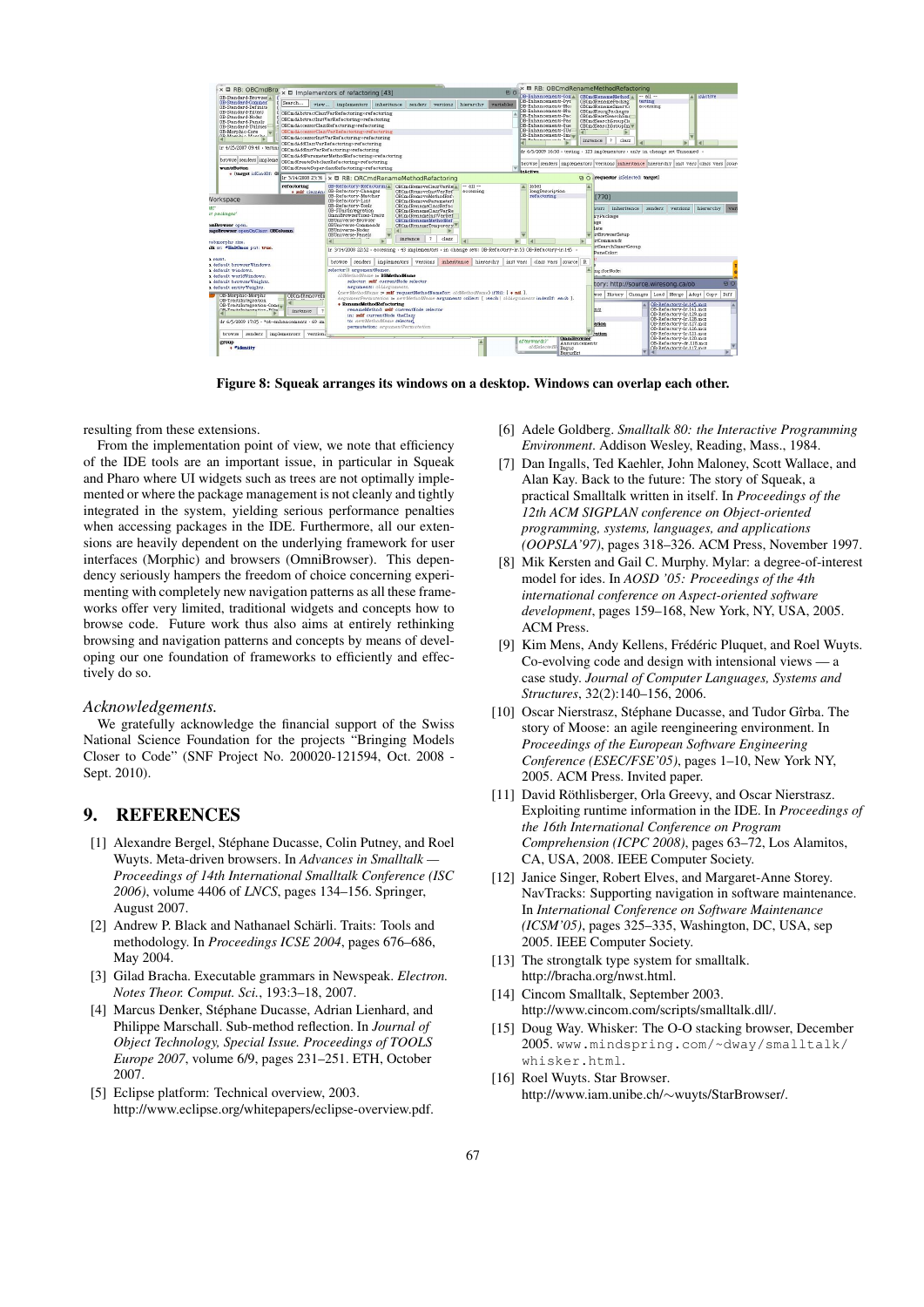Figure 8: Squeak arranges its windows on a desktop. Windows can overlap each other.

resulting from these extensions.

From the implementation point of view, we note that efficiency of the IDE tools are an important issue, in particular in Squeak and Pharo where UI widgets such as trees are not optimally implemented or where the package management is not cleanly and tightly integrated in the system, yielding serious performance penalties when accessing packages in the IDE. Furthermore, all our extensions are heavily dependent on the underlying framework for user interfaces (Morphic) and browsers (OmniBrowser). This dependency seriously hampers the freedom of choice concerning experimenting with completely new navigation patterns as all these frameworks offer very limited, traditional widgets and concepts how to browse code. Future work thus also aims at entirely rethinking browsing and navigation patterns and concepts by means of developing our one foundation of frameworks to efficiently and effectively do so.

### *Acknowledgements.*

We gratefully acknowledge the financial support of the Swiss National Science Foundation for the projects "Bringing Models Closer to Code" (SNF Project No. 200020-121594, Oct. 2008 - Sept. 2010).

## 9. REFERENCES

[1] Alexandre Bergel, Stéphane Ducasse, Colin Putney, and Roel Wuyts. Meta-driven browsers. In *Advances in Smalltalk — Proceedings of 14th International Smalltalk Conference (ISC 2006)*, volume 4406 of *LNCS*, pages 134–156. Springer, August 2007.

[2] Andrew P. Black and Nathanael Schärli. Traits: Tools and methodology. In *Proceedings ICSE 2004*, pages 676–686, May 2004.

[3] Gilad Bracha. Executable grammars in Newspeak. *Electron. Notes Theor. Comput. Sci.*, 193:3–18, 2007.

[4] Marcus Denker, Stéphane Ducasse, Adrian Lienhard, and Philippe Marschall. Sub-method reflection. In *Journal of Object Technology, Special Issue. Proceedings of TOOLS Europe 2007*, volume 6/9, pages 231–251. ETH, October 2007.

[5] Eclipse platform: Technical overview, 2003. http://www.eclipse.org/whitepapers/eclipse-overview.pdf.

[6] Adele Goldberg. *Smalltalk 80: the Interactive Programming Environment*. Addison Wesley, Reading, Mass., 1984.

[7] Dan Ingalls, Ted Kaehler, John Maloney, Scott Wallace, and Alan Kay. Back to the future: The story of Squeak, a practical Smalltalk written in itself. In *Proceedings of the 12th ACM SIGPLAN conference on Object-oriented programming, systems, languages, and applications (OOPSLA'97)*, pages 318–326. ACM Press, November 1997.

[8] Mik Kersten and Gail C. Murphy. Mylar: a degree-of-interest model for ides. In *AOSD '05: Proceedings of the 4th international conference on Aspect-oriented software development*, pages 159–168, New York, NY, USA, 2005. ACM Press.

[9] Kim Mens, Andy Kellens, Frédéric Pluquet, and Roel Wuyts. Co-evolving code and design with intensional views — a case study. *Journal of Computer Languages, Systems and Structures*, 32(2):140–156, 2006.

[10] Oscar Nierstrasz, Stéphane Ducasse, and Tudor Gîrba. The story of Moose: an agile reengineering environment. In *Proceedings of the European Software Engineering Conference (ESEC/FSE'05)*, pages 1–10, New York NY, 2005. ACM Press. Invited paper.

[11] David Röthlisberger, Orla Greevy, and Oscar Nierstrasz. Exploiting runtime information in the IDE. In *Proceedings of the 16th International Conference on Program Comprehension (ICPC 2008)*, pages 63–72, Los Alamitos, CA, USA, 2008. IEEE Computer Society.

[12] Janice Singer, Robert Elves, and Margaret-Anne Storey. NavTracks: Supporting navigation in software maintenance. In *International Conference on Software Maintenance (ICSM'05)*, pages 325–335, Washington, DC, USA, sep 2005. IEEE Computer Society.

[13] The strongtalk type system for smalltalk. http://bracha.org/nwst.html.

[14] Cincom Smalltalk, September 2003. http://www.cincom.com/scripts/smalltalk.dll/.

[15] Doug Way. Whisker: The O-O stacking browser, December 2005. www.mindspring.com/~dway/smalltalk/whisker.html.

[16] Roel Wuyts. Star Browser. http://www.iam.unibe.ch/∼wuyts/StarBrowser/.